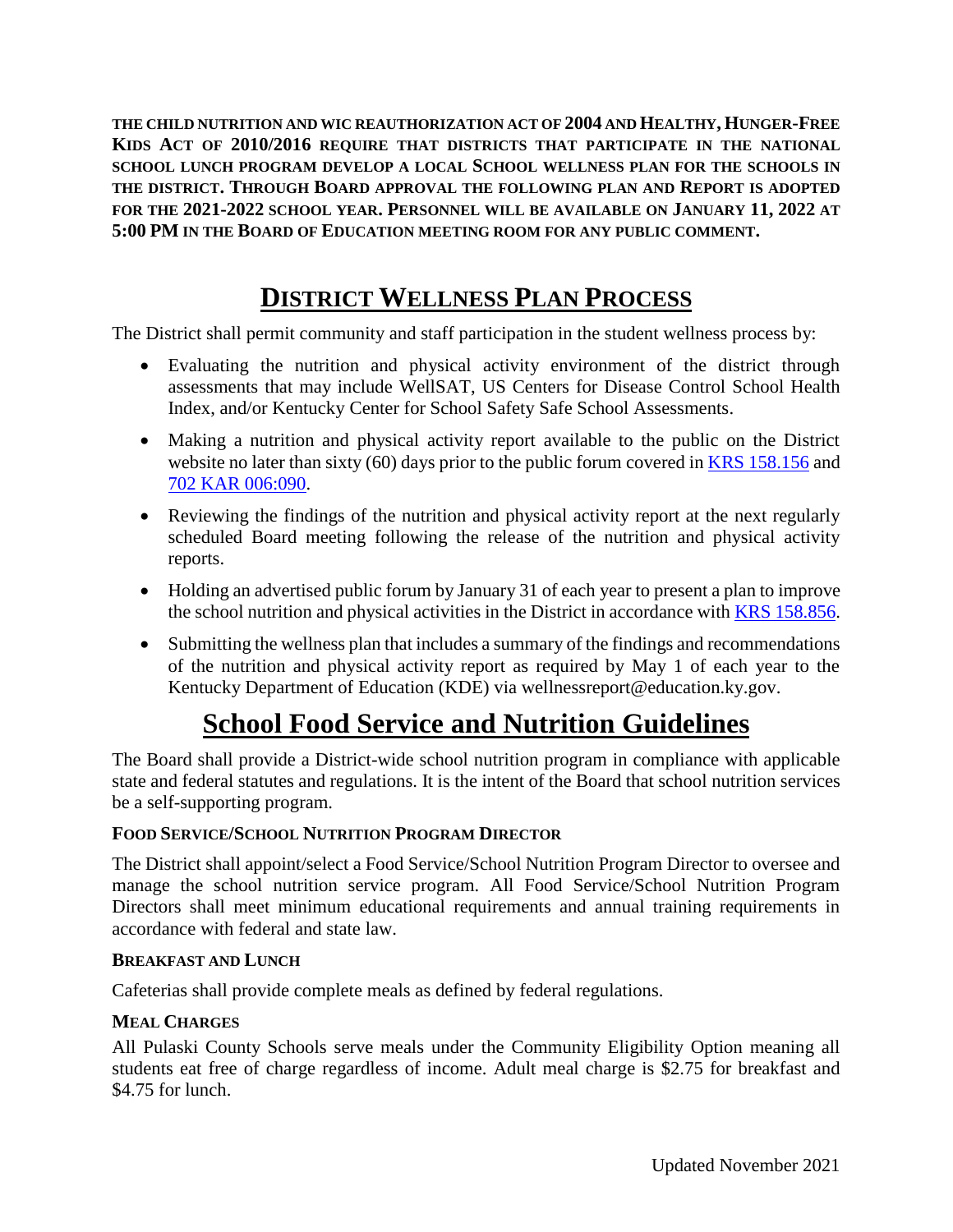**THE CHILD NUTRITION AND WIC REAUTHORIZATION ACT OF 2004 AND HEALTHY, HUNGER-FREE KIDS ACT OF 2010/2016 REQUIRE THAT DISTRICTS THAT PARTICIPATE IN THE NATIONAL SCHOOL LUNCH PROGRAM DEVELOP A LOCAL SCHOOL WELLNESS PLAN FOR THE SCHOOLS IN THE DISTRICT. THROUGH BOARD APPROVAL THE FOLLOWING PLAN AND REPORT IS ADOPTED FOR THE 2021-2022 SCHOOL YEAR. PERSONNEL WILL BE AVAILABLE ON JANUARY 11, 2022 AT 5:00 PM IN THE BOARD OF EDUCATION MEETING ROOM FOR ANY PUBLIC COMMENT.**

# DISTRICT WELLNESS PLAN PROCESS

The District shall permit community and staff participation in the student wellness process by:

- Evaluating the nutrition and physical activity environment of the district through assessments that may include WellSAT, US Centers for Disease Control School Health Index, and/or Kentucky Center for School Safety Safe School Assessments.
- Making a nutrition and physical activity report available to the public on the District website no later than sixty (60) days prior to the public forum covered in KRS 158.156 and 702 KAR 006:090.
- Reviewing the findings of the nutrition and physical activity report at the next regularly scheduled Board meeting following the release of the nutrition and physical activity reports.
- Holding an advertised public forum by January 31 of each year to present a plan to improve the school nutrition and physical activities in the District in accordance with KRS 158.856.
- Submitting the wellness plan that includes a summary of the findings and recommendations of the nutrition and physical activity report as required by May 1 of each year to the Kentucky Department of Education (KDE) via wellnessreport@education.ky.gov.

# School Food Service and Nutrition Guidelines

The Board shall provide a District-wide school nutrition program in compliance with applicable state and federal statutes and regulations. It is the intent of the Board that school nutrition services be a self-supporting program.

### FOOD SERVICE/SCHOOL NUTRITION PROGRAM DIRECTOR

The District shall appoint/select a Food Service/School Nutrition Program Director to oversee and manage the school nutrition service program. All Food Service/School Nutrition Program Directors shall meet minimum educational requirements and annual training requirements in accordance with federal and state law.

### BREAKFAST AND LUNCH

Cafeterias shall provide complete meals as defined by federal regulations.

### MEAL CHARGES

All Pulaski County Schools serve meals under the Community Eligibility Option meaning all students eat free of charge regardless of income. Adult meal charge is $2.75 for breakfast and $4.75 for lunch.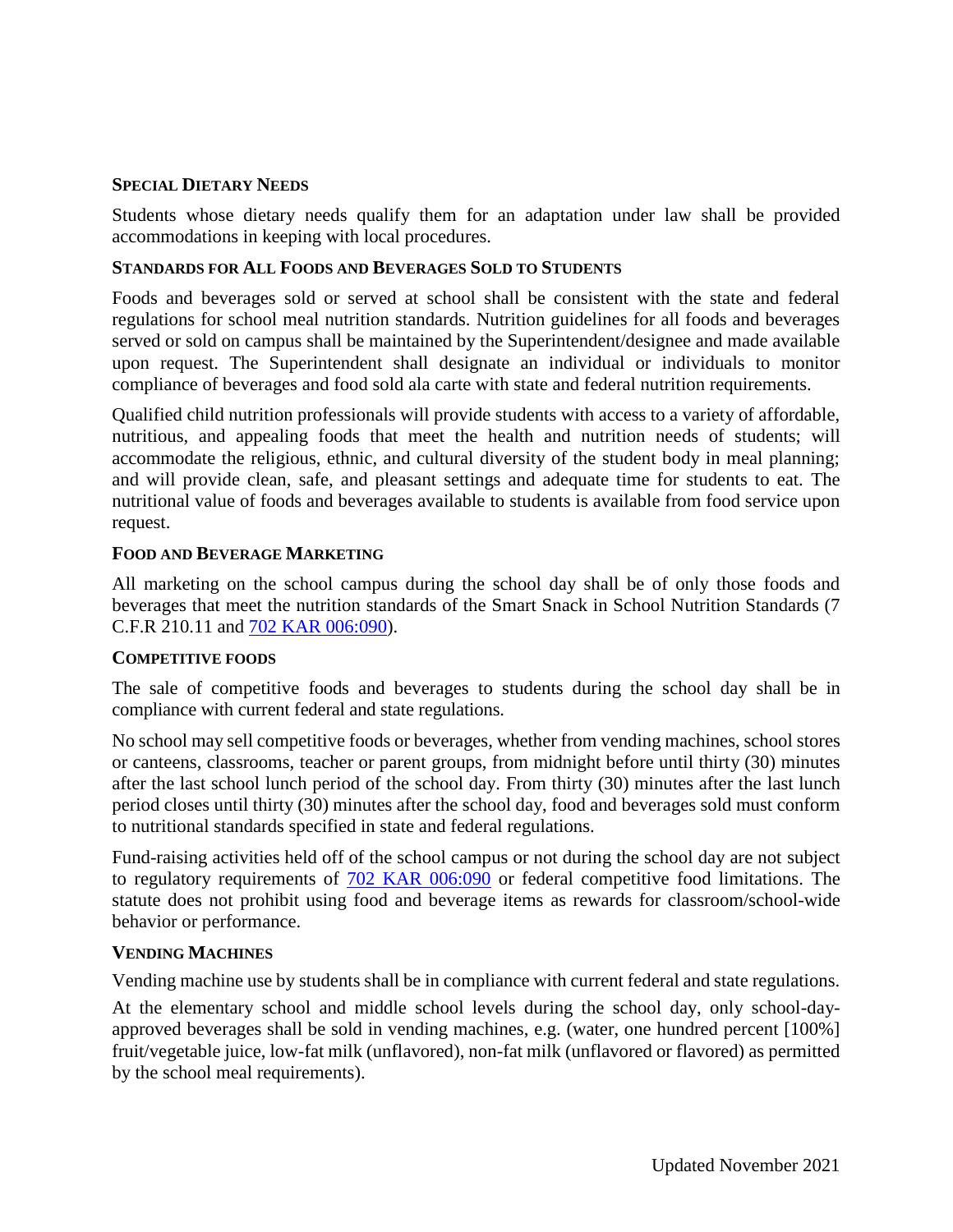#### Special Dietary Needs

Students whose dietary needs qualify them for an adaptation under law shall be provided accommodations in keeping with local procedures.

#### Standards for All Foods and Beverages Sold to Students

Foods and beverages sold or served at school shall be consistent with the state and federal regulations for school meal nutrition standards. Nutrition guidelines for all foods and beverages served or sold on campus shall be maintained by the Superintendent/designee and made available upon request. The Superintendent shall designate an individual or individuals to monitor compliance of beverages and food sold ala carte with state and federal nutrition requirements.

Qualified child nutrition professionals will provide students with access to a variety of affordable, nutritious, and appealing foods that meet the health and nutrition needs of students; will accommodate the religious, ethnic, and cultural diversity of the student body in meal planning; and will provide clean, safe, and pleasant settings and adequate time for students to eat. The nutritional value of foods and beverages available to students is available from food service upon request.

#### Food and Beverage Marketing

All marketing on the school campus during the school day shall be of only those foods and beverages that meet the nutrition standards of the Smart Snack in School Nutrition Standards (7 C.F.R 210.11 and 702 KAR 006:090).

#### Competitive foods

The sale of competitive foods and beverages to students during the school day shall be in compliance with current federal and state regulations.

No school may sell competitive foods or beverages, whether from vending machines, school stores or canteens, classrooms, teacher or parent groups, from midnight before until thirty (30) minutes after the last school lunch period of the school day. From thirty (30) minutes after the last lunch period closes until thirty (30) minutes after the school day, food and beverages sold must conform to nutritional standards specified in state and federal regulations.

Fund-raising activities held off of the school campus or not during the school day are not subject to regulatory requirements of 702 KAR 006:090 or federal competitive food limitations. The statute does not prohibit using food and beverage items as rewards for classroom/school-wide behavior or performance.

#### Vending Machines

Vending machine use by students shall be in compliance with current federal and state regulations.

At the elementary school and middle school levels during the school day, only school-day-approved beverages shall be sold in vending machines, e.g. (water, one hundred percent [100%] fruit/vegetable juice, low-fat milk (unflavored), non-fat milk (unflavored or flavored) as permitted by the school meal requirements).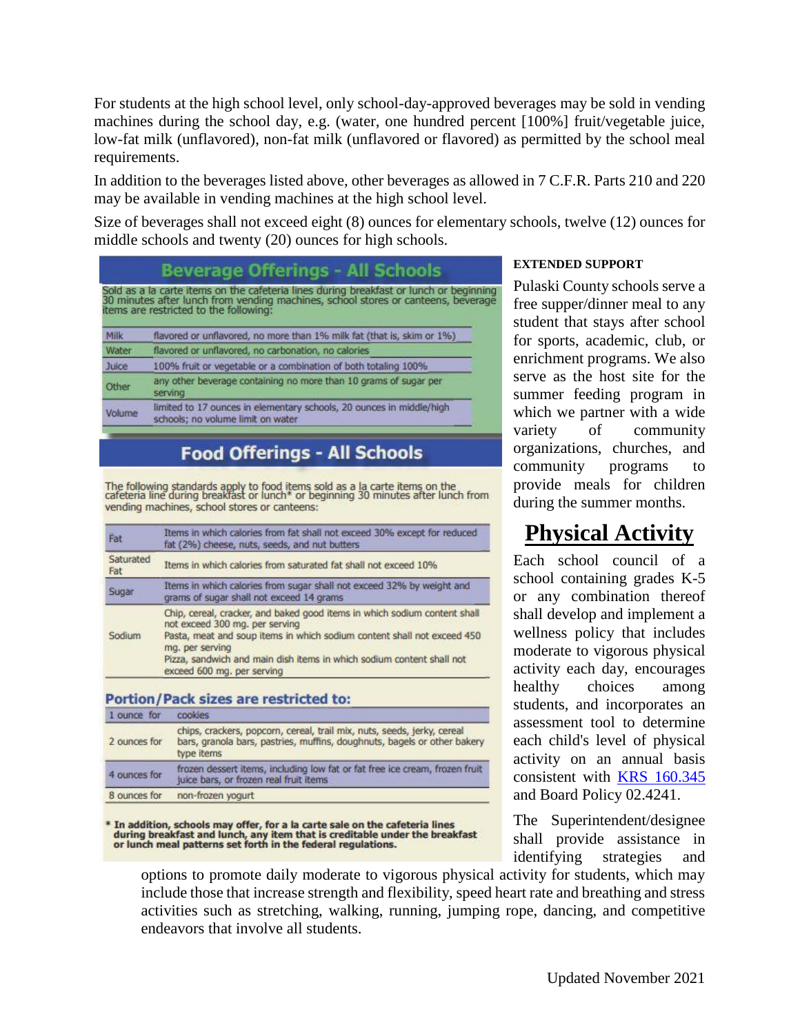For students at the high school level, only school-day-approved beverages may be sold in vending machines during the school day, e.g. (water, one hundred percent [100%] fruit/vegetable juice, low-fat milk (unflavored), non-fat milk (unflavored or flavored) as permitted by the school meal requirements.

In addition to the beverages listed above, other beverages as allowed in 7 C.F.R. Parts 210 and 220 may be available in vending machines at the high school level.

Size of beverages shall not exceed eight (8) ounces for elementary schools, twelve (12) ounces for middle schools and twenty (20) ounces for high schools.

## Beverage Offerings - All Schools

Sold as a la carte items on the cafeteria lines during breakfast or lunch or beginning 30 minutes after lunch from vending machines, school stores or canteens, beverage items are restricted to the following:

| | |
|---|---|
| Milk | flavored or unflavored, no more than 1% milk fat (that is, skim or 1%) |
| Water | flavored or unflavored, no carbonation, no calories |
| Juice | 100% fruit or vegetable or a combination of both totaling 100% |
| Other | any other beverage containing no more than 10 grams of sugar per serving |
| Volume | limited to 17 ounces in elementary schools, 20 ounces in middle/high schools; no volume limit on water |

## Food Offerings - All Schools

The following standards apply to food items sold as a la carte items on the cafeteria line during breakfast or lunch* or beginning 30 minutes after lunch from vending machines, school stores or canteens:

| | |
|---|---|
| Fat | Items in which calories from fat shall not exceed 30% except for reduced fat (2%) cheese, nuts, seeds, and nut butters |
| Saturated Fat | Items in which calories from saturated fat shall not exceed 10% |
| Sugar | Items in which calories from sugar shall not exceed 32% by weight and grams of sugar shall not exceed 14 grams |
| Sodium | Chip, cereal, cracker, and baked good items in which sodium content shall not exceed 300 mg. per serving<br>Pasta, meat and soup items in which sodium content shall not exceed 450 mg. per serving<br>Pizza, sandwich and main dish items in which sodium content shall not exceed 600 mg. per serving |

### Portion/Pack sizes are restricted to:

| | |
|---|---|
| 1 ounce for | cookies |
| 2 ounces for | chips, crackers, popcorn, cereal, trail mix, nuts, seeds, jerky, cereal bars, granola bars, pastries, muffins, doughnuts, bagels or other bakery type items |
| 4 ounces for | frozen dessert items, including low fat or fat free ice cream, frozen fruit juice bars, or frozen real fruit items |
| 8 ounces for | non-frozen yogurt |

**\* In addition, schools may offer, for a la carte sale on the cafeteria lines during breakfast and lunch, any item that is creditable under the breakfast or lunch meal patterns set forth in the federal regulations.**

**EXTENDED SUPPORT**

Pulaski County schools serve a free supper/dinner meal to any student that stays after school for sports, academic, club, or enrichment programs. We also serve as the host site for the summer feeding program in which we partner with a wide variety of community organizations, churches, and community programs to provide meals for children during the summer months.

# Physical Activity

Each school council of a school containing grades K-5 or any combination thereof shall develop and implement a wellness policy that includes moderate to vigorous physical activity each day, encourages healthy choices among students, and incorporates an assessment tool to determine each child's level of physical activity on an annual basis consistent with KRS 160.345 and Board Policy 02.4241.

The Superintendent/designee shall provide assistance in identifying strategies and options to promote daily moderate to vigorous physical activity for students, which may include those that increase strength and flexibility, speed heart rate and breathing and stress activities such as stretching, walking, running, jumping rope, dancing, and competitive endeavors that involve all students.

Updated November 2021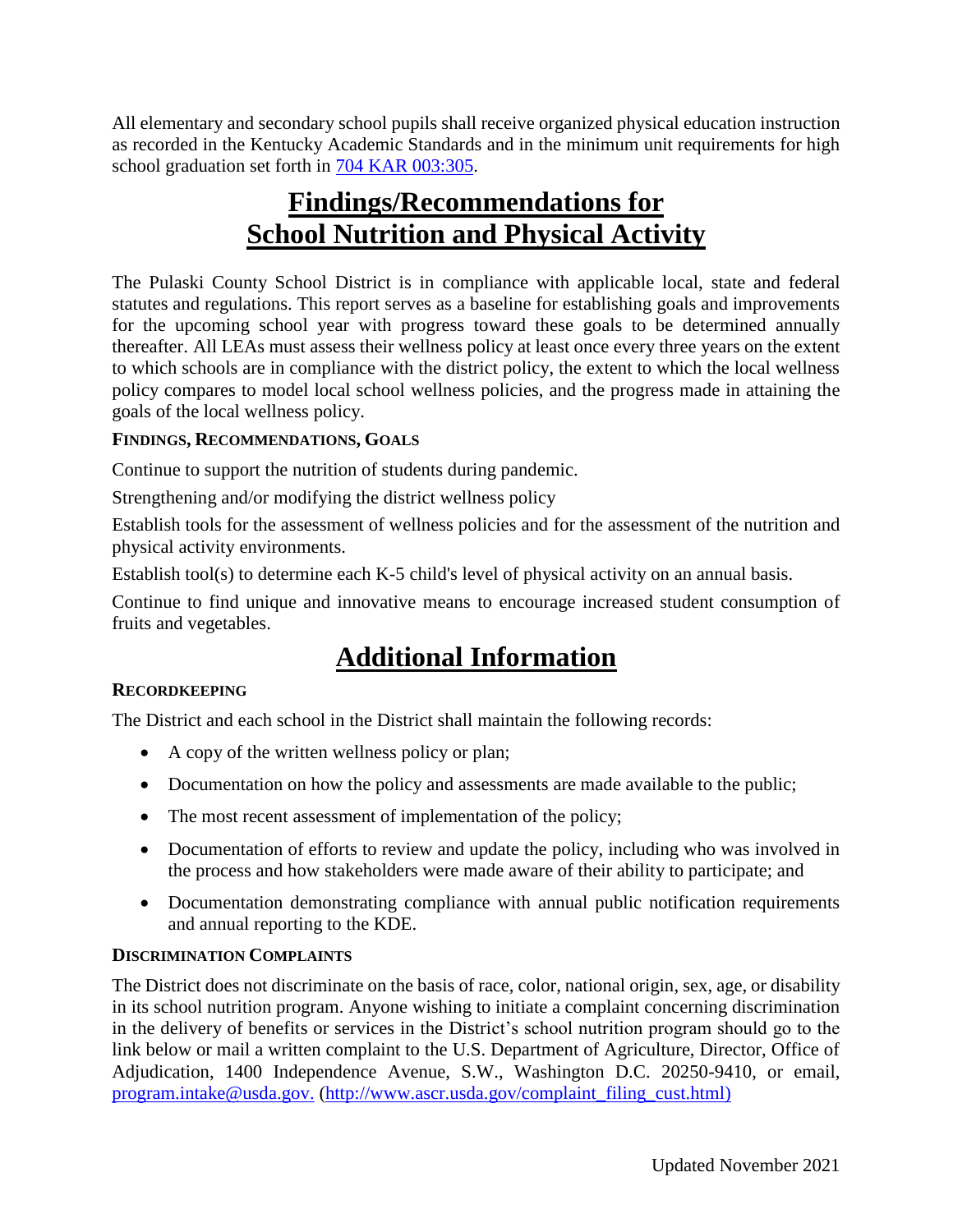All elementary and secondary school pupils shall receive organized physical education instruction as recorded in the Kentucky Academic Standards and in the minimum unit requirements for high school graduation set forth in [704 KAR 003:305](704 KAR 003:305).

# Findings/Recommendations for School Nutrition and Physical Activity

The Pulaski County School District is in compliance with applicable local, state and federal statutes and regulations. This report serves as a baseline for establishing goals and improvements for the upcoming school year with progress toward these goals to be determined annually thereafter. All LEAs must assess their wellness policy at least once every three years on the extent to which schools are in compliance with the district policy, the extent to which the local wellness policy compares to model local school wellness policies, and the progress made in attaining the goals of the local wellness policy.

### FINDINGS, RECOMMENDATIONS, GOALS

Continue to support the nutrition of students during pandemic.

Strengthening and/or modifying the district wellness policy

Establish tools for the assessment of wellness policies and for the assessment of the nutrition and physical activity environments.

Establish tool(s) to determine each K-5 child's level of physical activity on an annual basis.

Continue to find unique and innovative means to encourage increased student consumption of fruits and vegetables.

# Additional Information

### RECORDKEEPING

The District and each school in the District shall maintain the following records:

- A copy of the written wellness policy or plan;
- Documentation on how the policy and assessments are made available to the public;
- The most recent assessment of implementation of the policy;
- Documentation of efforts to review and update the policy, including who was involved in the process and how stakeholders were made aware of their ability to participate; and
- Documentation demonstrating compliance with annual public notification requirements and annual reporting to the KDE.

### DISCRIMINATION COMPLAINTS

The District does not discriminate on the basis of race, color, national origin, sex, age, or disability in its school nutrition program. Anyone wishing to initiate a complaint concerning discrimination in the delivery of benefits or services in the District's school nutrition program should go to the link below or mail a written complaint to the U.S. Department of Agriculture, Director, Office of Adjudication, 1400 Independence Avenue, S.W., Washington D.C. 20250-9410, or email, program.intake@usda.gov. (http://www.ascr.usda.gov/complaint_filing_cust.html)

Updated November 2021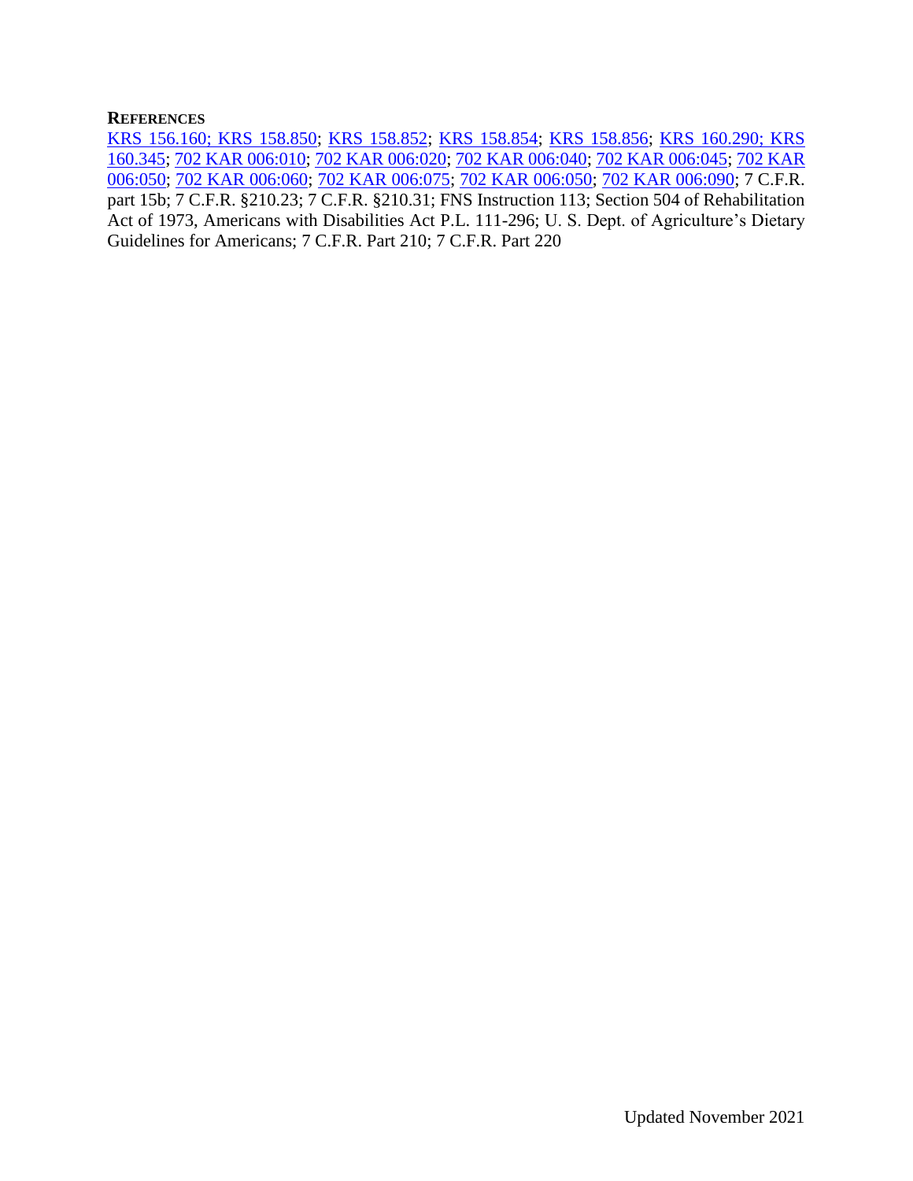**REFERENCES**

KRS 156.160; KRS 158.850; KRS 158.852; KRS 158.854; KRS 158.856; KRS 160.290; KRS 160.345; 702 KAR 006:010; 702 KAR 006:020; 702 KAR 006:040; 702 KAR 006:045; 702 KAR 006:050; 702 KAR 006:060; 702 KAR 006:075; 702 KAR 006:050; 702 KAR 006:090; 7 C.F.R. part 15b; 7 C.F.R. §210.23; 7 C.F.R. §210.31; FNS Instruction 113; Section 504 of Rehabilitation Act of 1973, Americans with Disabilities Act P.L. 111-296; U. S. Dept. of Agriculture's Dietary Guidelines for Americans; 7 C.F.R. Part 210; 7 C.F.R. Part 220

Updated November 2021